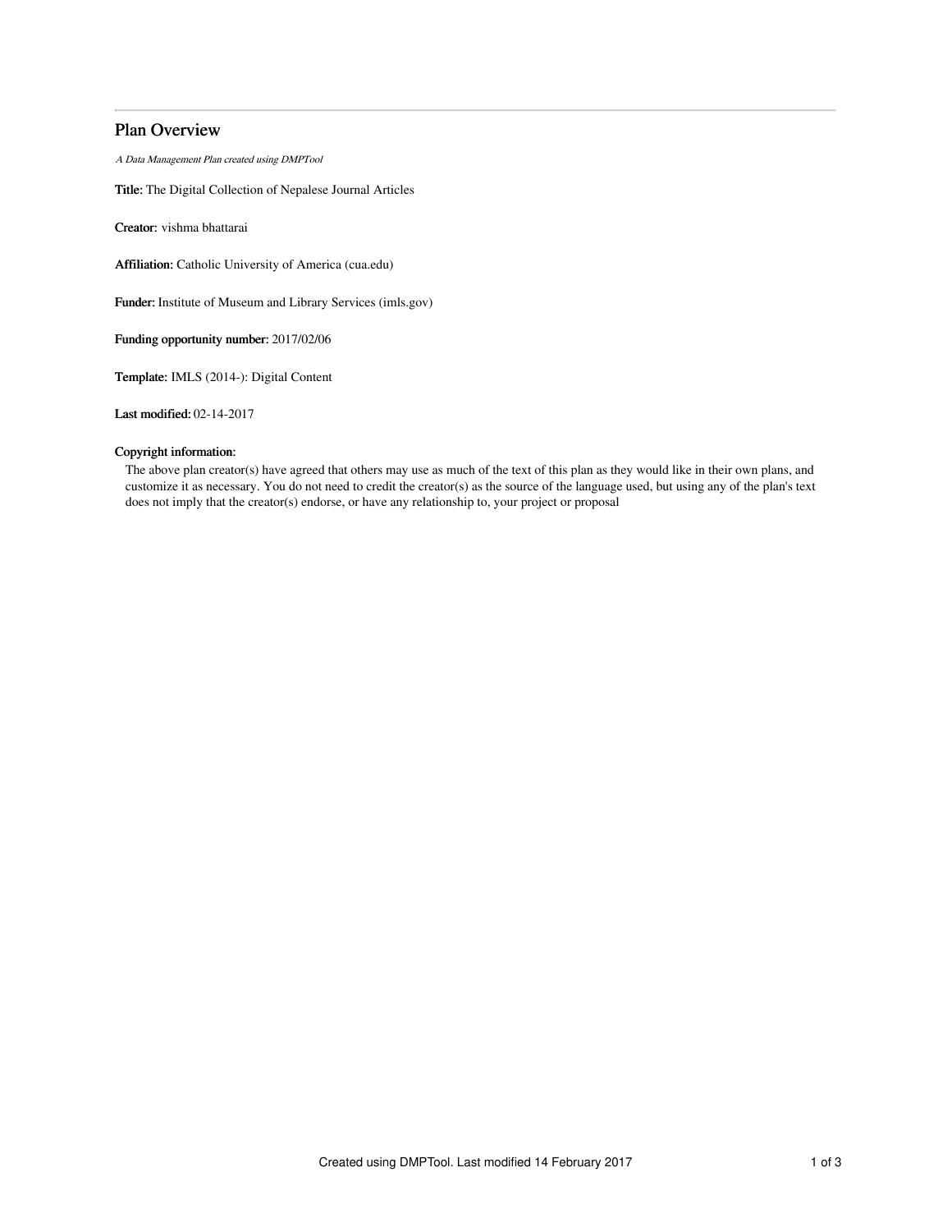# Plan Overview

*A Data Management Plan created using DMPTool*

**Title:** The Digital Collection of Nepalese Journal Articles

**Creator:** vishma bhattarai

**Affiliation:** Catholic University of America (cua.edu)

**Funder:** Institute of Museum and Library Services (imls.gov)

**Funding opportunity number:** 2017/02/06

**Template:** IMLS (2014-): Digital Content

**Last modified:** 02-14-2017

**Copyright information:**

The above plan creator(s) have agreed that others may use as much of the text of this plan as they would like in their own plans, and customize it as necessary. You do not need to credit the creator(s) as the source of the language used, but using any of the plan's text does not imply that the creator(s) endorse, or have any relationship to, your project or proposal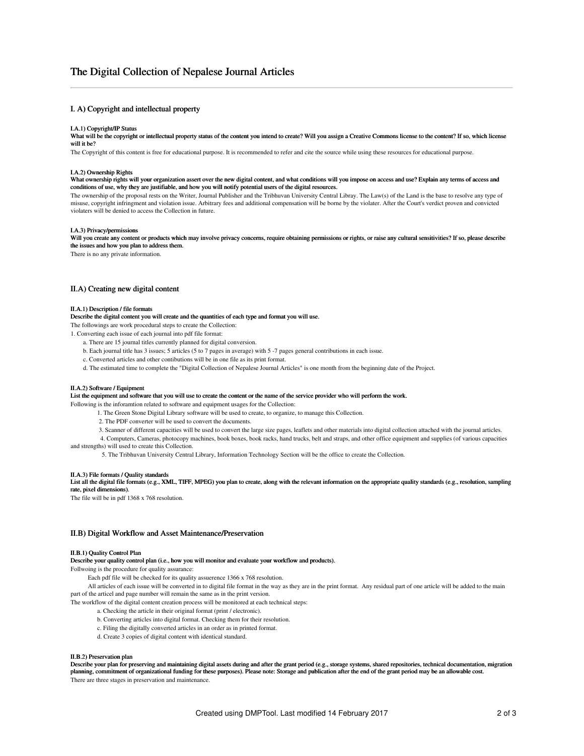# The Digital Collection of Nepalese Journal Articles

## I. A) Copyright and intellectual property

### I.A.1) Copyright/IP Status

**What will be the copyright or intellectual property status of the content you intend to create? Will you assign a Creative Commons license to the content? If so, which license will it be?**

The Copyright of this content is free for educational purpose. It is recommended to refer and cite the source while using these resources for educational purpose.

### I.A.2) Ownership Rights

**What ownership rights will your organization assert over the new digital content, and what conditions will you impose on access and use? Explain any terms of access and conditions of use, why they are justifiable, and how you will notify potential users of the digital resources.**

The ownership of the proposal rests on the Writer, Journal Publisher and the Tribhuvan University Central Libray. The Law(s) of the Land is the base to resolve any type of misuse, copyright infringment and violation issue. Arbitrary fees and additional compensation will be borne by the violater. After the Court's verdict proven and convicted violaters will be denied to access the Collection in future.

### I.A.3) Privacy/permissions

**Will you create any content or products which may involve privacy concerns, require obtaining permissions or rights, or raise any cultural sensitivities? If so, please describe the issues and how you plan to address them.**

There is no any private information.

## II.A) Creating new digital content

### II.A.1) Description / file formats

**Describe the digital content you will create and the quantities of each type and format you will use.**

The followings are work procedural steps to create the Collection:

1. Converting each issue of each journal into pdf file format:
   - a. There are 15 journal titles currently planned for digital conversion.
   - b. Each journal title has 3 issues; 5 articles (5 to 7 pages in average) with 5 -7 pages general contributions in each issue.
   - c. Converted articles and other contibutions will be in one file as its print format.
   - d. The estimated time to complete the "Digital Collection of Nepalese Journal Articles" is one month from the beginning date of the Project.

### II.A.2) Software / Equipment

**List the equipment and software that you will use to create the content or the name of the service provider who will perform the work.**

Following is the inforamtion related to software and equipment usages for the Collection:

1. The Green Stone Digital Library software will be used to create, to organize, to manage this Collection.
2. The PDF converter will be used to convert the documents.
3. Scanner of different capacities will be used to convert the large size pages, leaflets and other materials into digital collection attached with the journal articles.
4. Computers, Cameras, photocopy machines, book boxes, book racks, hand trucks, belt and straps, and other office equipment and supplies (of various capacities and strengths) will used to create this Collection.
5. The Tribhuvan University Central Library, Information Technology Section will be the office to create the Collection.

### II.A.3) File formats / Quality standards

**List all the digital file formats (e.g., XML, TIFF, MPEG) you plan to create, along with the relevant information on the appropriate quality standards (e.g., resolution, sampling rate, pixel dimensions).**

The file will be in pdf 1368 x 768 resolution.

## II.B) Digital Workflow and Asset Maintenance/Preservation

### II.B.1) Quality Control Plan

**Describe your quality control plan (i.e., how you will monitor and evaluate your workflow and products).**

Follwoing is the procedure for quality assurance:

Each pdf file will be checked for its quality assuerence 1366 x 768 resolution.

All articles of each issue will be converted in to digital file format in the way as they are in the print format. Any residual part of one article will be added to the main part of the articel and page number will remain the same as in the print version.

The workflow of the digital content creation process will be monitored at each technical steps:

- a. Checking the article in their original format (print / electronic).
- b. Converting articles into digital format. Checking them for their resolution.
- c. Filing the digitally converted articles in an order as in printed format.
- d. Create 3 copies of digital content with identical standard.

### II.B.2) Preservation plan

**Describe your plan for preserving and maintaining digital assets during and after the grant period (e.g., storage systems, shared repositories, technical documentation, migration planning, commitment of organizational funding for these purposes). Please note: Storage and publication after the end of the grant period may be an allowable cost.**

There are three stages in preservation and maintenance.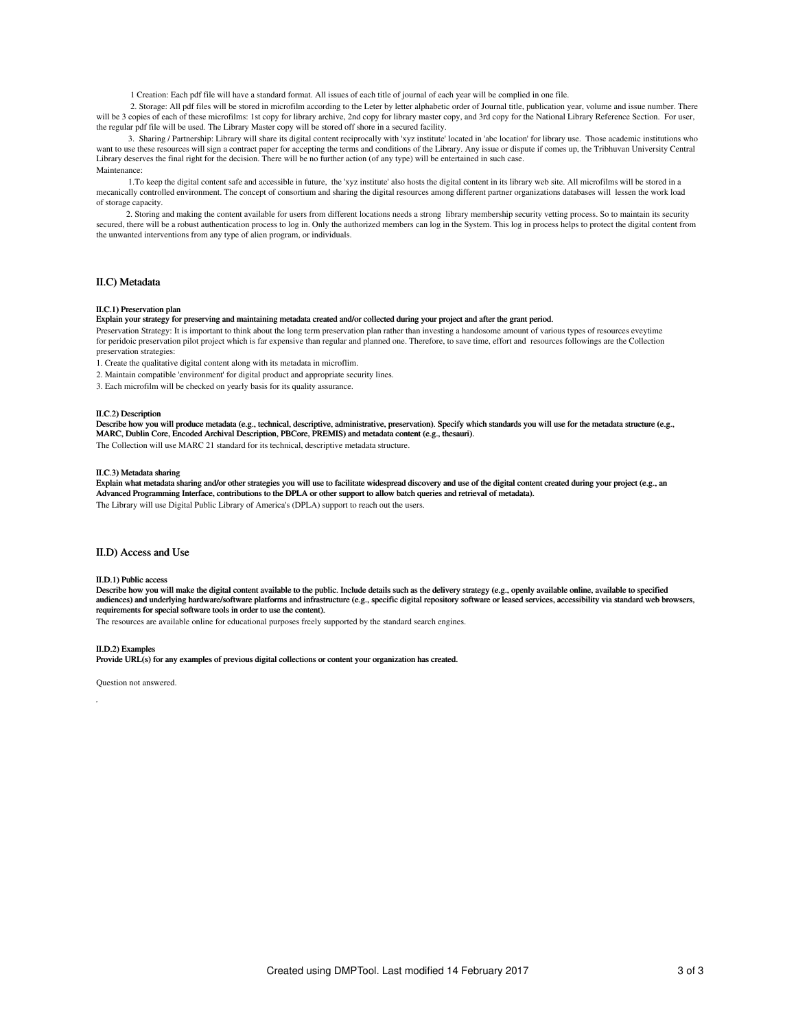1 Creation: Each pdf file will have a standard format. All issues of each title of journal of each year will be complied in one file.

2. Storage: All pdf files will be stored in microfilm according to the Leter by letter alphabetic order of Journal title, publication year, volume and issue number. There will be 3 copies of each of these microfilms: 1st copy for library archive, 2nd copy for library master copy, and 3rd copy for the National Library Reference Section. For user, the regular pdf file will be used. The Library Master copy will be stored off shore in a secured facility.

3. Sharing / Partnership: Library will share its digital content reciprocally with 'xyz institute' located in 'abc location' for library use. Those academic institutions who want to use these resources will sign a contract paper for accepting the terms and conditions of the Library. Any issue or dispute if comes up, the Tribhuvan University Central Library deserves the final right for the decision. There will be no further action (of any type) will be entertained in such case.

Maintenance:

1.To keep the digital content safe and accessible in future, the 'xyz institute' also hosts the digital content in its library web site. All microfilms will be stored in a mecanically controlled environment. The concept of consortium and sharing the digital resources among different partner organizations databases will lessen the work load of storage capacity.

2. Storing and making the content available for users from different locations needs a strong library membership security vetting process. So to maintain its security secured, there will be a robust authentication process to log in. Only the authorized members can log in the System. This log in process helps to protect the digital content from the unwanted interventions from any type of alien program, or individuals.

## II.C) Metadata

### II.C.1) Preservation plan

**Explain your strategy for preserving and maintaining metadata created and/or collected during your project and after the grant period.**

Preservation Strategy: It is important to think about the long term preservation plan rather than investing a handosome amount of various types of resources eveytime for peridoic preservation pilot project which is far expensive than regular and planned one. Therefore, to save time, effort and resources followings are the Collection preservation strategies:

1. Create the qualitative digital content along with its metadata in microflim.
2. Maintain compatible 'environment' for digital product and appropriate security lines.
3. Each microfilm will be checked on yearly basis for its quality assurance.

### II.C.2) Description

**Describe how you will produce metadata (e.g., technical, descriptive, administrative, preservation). Specify which standards you will use for the metadata structure (e.g., MARC, Dublin Core, Encoded Archival Description, PBCore, PREMIS) and metadata content (e.g., thesauri).**

The Collection will use MARC 21 standard for its technical, descriptive metadata structure.

### II.C.3) Metadata sharing

**Explain what metadata sharing and/or other strategies you will use to facilitate widespread discovery and use of the digital content created during your project (e.g., an Advanced Programming Interface, contributions to the DPLA or other support to allow batch queries and retrieval of metadata).**

The Library will use Digital Public Library of America's (DPLA) support to reach out the users.

## II.D) Access and Use

### II.D.1) Public access

**Describe how you will make the digital content available to the public. Include details such as the delivery strategy (e.g., openly available online, available to specified audiences) and underlying hardware/software platforms and infrastructure (e.g., specific digital repository software or leased services, accessibility via standard web browsers, requirements for special software tools in order to use the content).**

The resources are available online for educational purposes freely supported by the standard search engines.

### II.D.2) Examples

**Provide URL(s) for any examples of previous digital collections or content your organization has created.**

Question not answered.